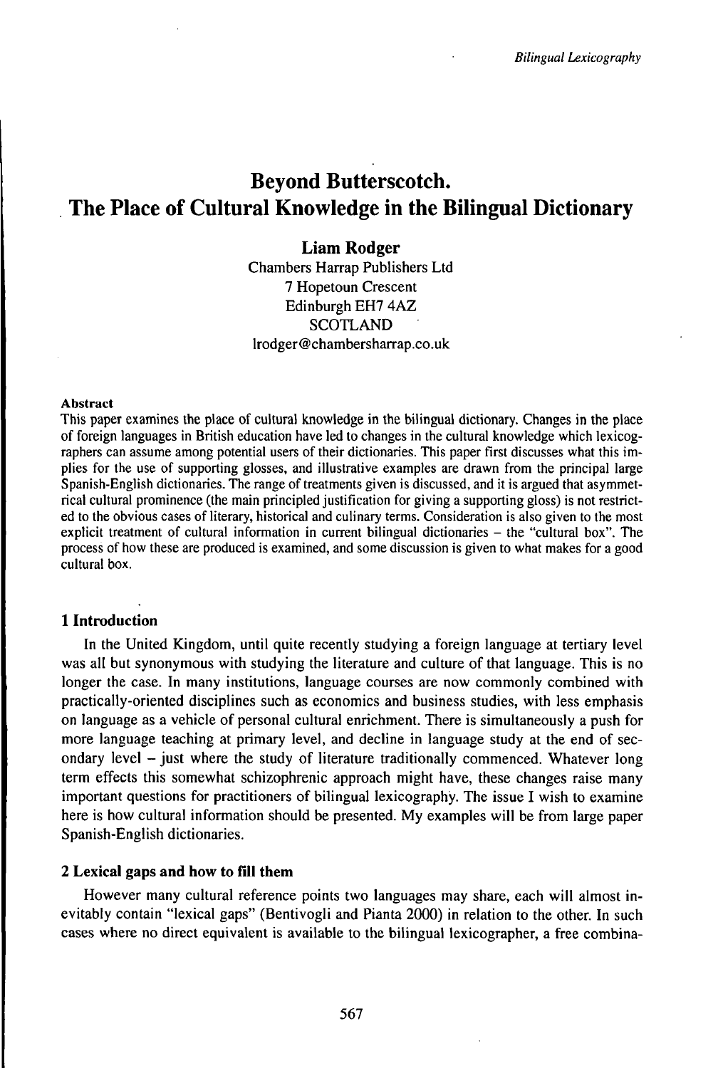# Beyond Butterscotch. The Place of Cultural Knowledge in the Bilingual Dictionary

**Liam Rodger**

Chambers Harrap Publishers Ltd
7 Hopetoun Crescent
Edinburgh EH7 4AZ
SCOTLAND
lrodger@chambersharrap.co.uk

**Abstract**

This paper examines the place of cultural knowledge in the bilingual dictionary. Changes in the place of foreign languages in British education have led to changes in the cultural knowledge which lexicographers can assume among potential users of their dictionaries. This paper first discusses what this implies for the use of supporting glosses, and illustrative examples are drawn from the principal large Spanish-English dictionaries. The range of treatments given is discussed, and it is argued that asymmetrical cultural prominence (the main principled justification for giving a supporting gloss) is not restricted to the obvious cases of literary, historical and culinary terms. Consideration is also given to the most explicit treatment of cultural information in current bilingual dictionaries – the "cultural box". The process of how these are produced is examined, and some discussion is given to what makes for a good cultural box.

## 1 Introduction

In the United Kingdom, until quite recently studying a foreign language at tertiary level was all but synonymous with studying the literature and culture of that language. This is no longer the case. In many institutions, language courses are now commonly combined with practically-oriented disciplines such as economics and business studies, with less emphasis on language as a vehicle of personal cultural enrichment. There is simultaneously a push for more language teaching at primary level, and decline in language study at the end of secondary level – just where the study of literature traditionally commenced. Whatever long term effects this somewhat schizophrenic approach might have, these changes raise many important questions for practitioners of bilingual lexicography. The issue I wish to examine here is how cultural information should be presented. My examples will be from large paper Spanish-English dictionaries.

## 2 Lexical gaps and how to fill them

However many cultural reference points two languages may share, each will almost inevitably contain "lexical gaps" (Bentivogli and Pianta 2000) in relation to the other. In such cases where no direct equivalent is available to the bilingual lexicographer, a free combina-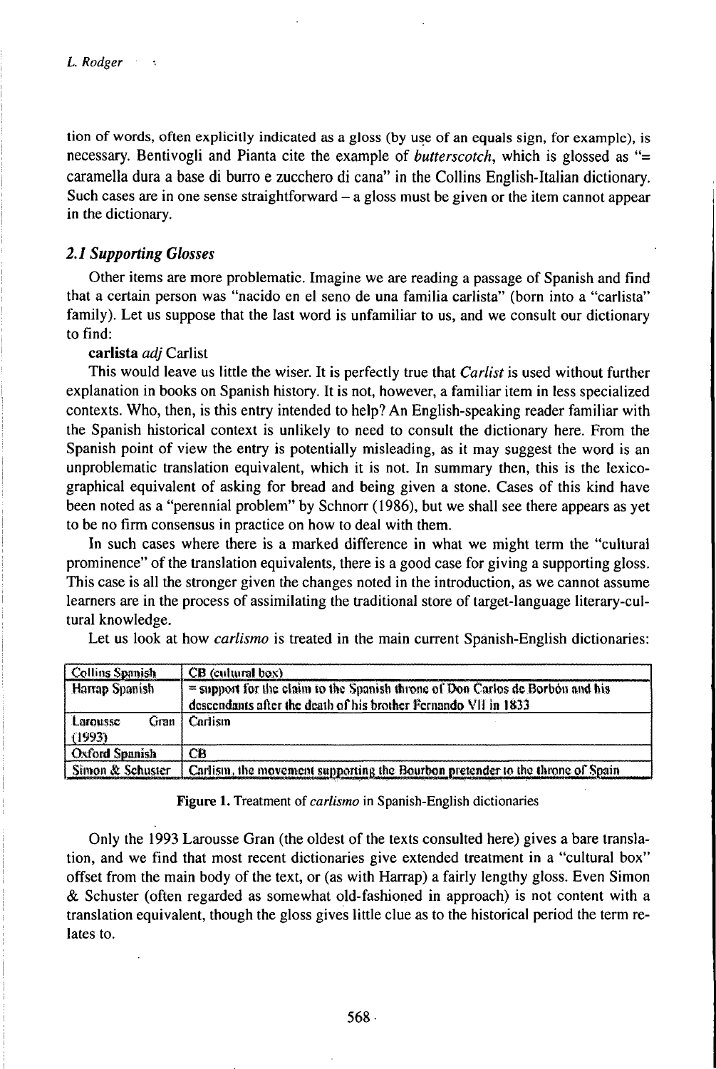tion of words, often explicitly indicated as a gloss (by use of an equals sign, for example), is necessary. Bentivogli and Pianta cite the example of *butterscotch*, which is glossed as "= caramella dura a base di burro e zucchero di cana" in the Collins English-Italian dictionary. Such cases are in one sense straightforward – a gloss must be given or the item cannot appear in the dictionary.

### *2.1 Supporting Glosses*

Other items are more problematic. Imagine we are reading a passage of Spanish and find that a certain person was "nacido en el seno de una familia carlista" (born into a "carlista" family). Let us suppose that the last word is unfamiliar to us, and we consult our dictionary to find:

**carlista** *adj* Carlist

This would leave us little the wiser. It is perfectly true that *Carlist* is used without further explanation in books on Spanish history. It is not, however, a familiar item in less specialized contexts. Who, then, is this entry intended to help? An English-speaking reader familiar with the Spanish historical context is unlikely to need to consult the dictionary here. From the Spanish point of view the entry is potentially misleading, as it may suggest the word is an unproblematic translation equivalent, which it is not. In summary then, this is the lexicographical equivalent of asking for bread and being given a stone. Cases of this kind have been noted as a "perennial problem" by Schnorr (1986), but we shall see there appears as yet to be no firm consensus in practice on how to deal with them.

In such cases where there is a marked difference in what we might term the "cultural prominence" of the translation equivalents, there is a good case for giving a supporting gloss. This case is all the stronger given the changes noted in the introduction, as we cannot assume learners are in the process of assimilating the traditional store of target-language literary-cultural knowledge.

Let us look at how *carlismo* is treated in the main current Spanish-English dictionaries:

| Collins Spanish | CB (cultural box) |
|---|---|
| Harrap Spanish | = support for the claim to the Spanish throne of Don Carlos de Borbón and his descendants after the death of his brother Fernando VII in 1833 |
| Larousse Gran (1993) | Carlism |
| Oxford Spanish | CB |
| Simon & Schuster | Carlism, the movement supporting the Bourbon pretender to the throne of Spain |

**Figure 1.** Treatment of *carlismo* in Spanish-English dictionaries

Only the 1993 Larousse Gran (the oldest of the texts consulted here) gives a bare translation, and we find that most recent dictionaries give extended treatment in a "cultural box" offset from the main body of the text, or (as with Harrap) a fairly lengthy gloss. Even Simon & Schuster (often regarded as somewhat old-fashioned in approach) is not content with a translation equivalent, though the gloss gives little clue as to the historical period the term relates to.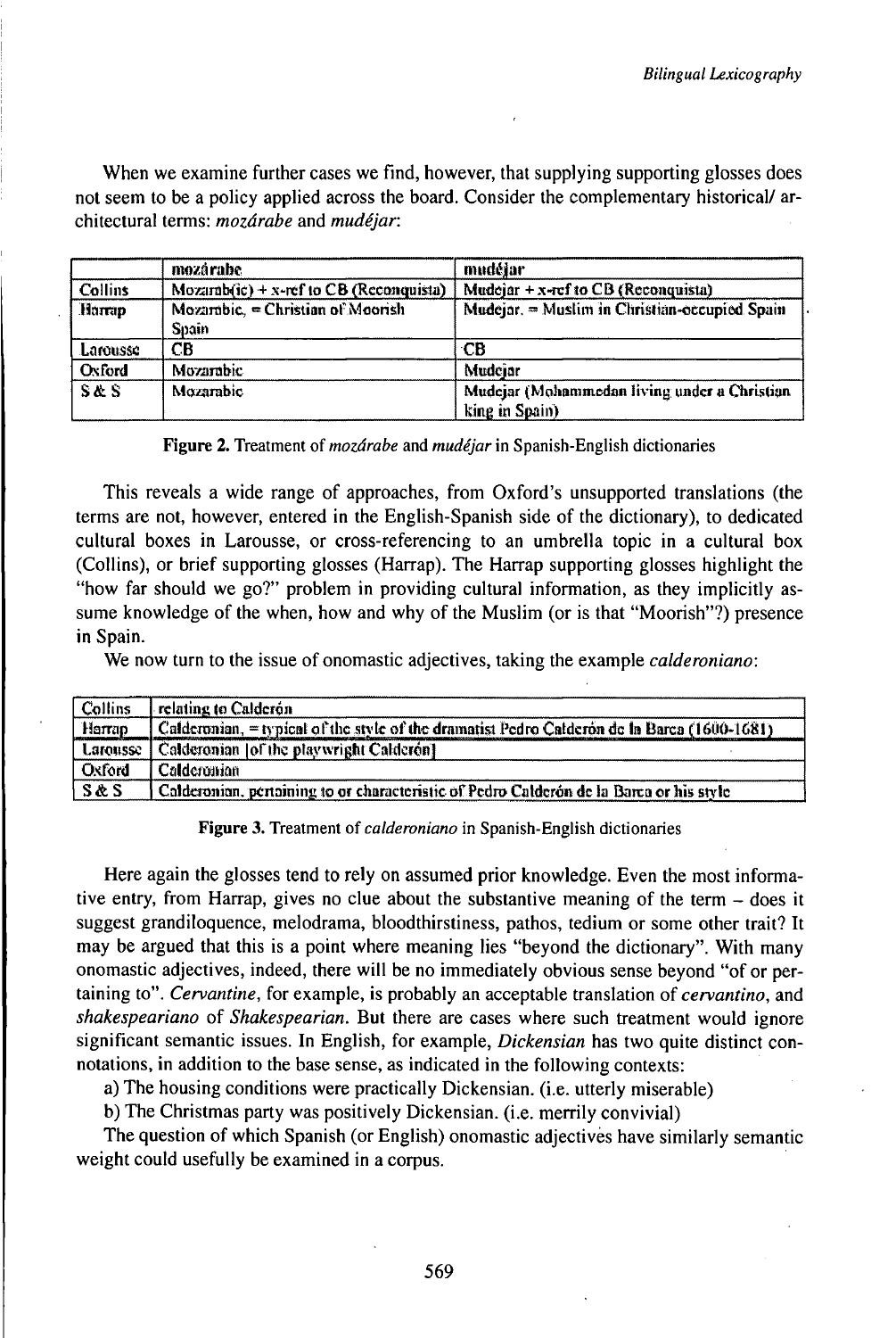When we examine further cases we find, however, that supplying supporting glosses does not seem to be a policy applied across the board. Consider the complementary historical/ architectural terms: *mozárabe* and *mudéjar*:

| | mozárabe | mudéjar |
|---|---|---|
| Collins | Mozarab(ic) + x-ref to CB (Reconquista) | Mudejar + x-ref to CB (Reconquista) |
| Harrap | Mozarabic, = Christian of Moorish Spain | Mudejar, = Muslim in Christian-occupied Spain |
| Larousse | CB | CB |
| Oxford | Mozarabic | Mudejar |
| S & S | Mozarabic | Mudejar (Mohammedan living under a Christian king in Spain) |

**Figure 2.** Treatment of *mozárabe* and *mudéjar* in Spanish-English dictionaries

This reveals a wide range of approaches, from Oxford's unsupported translations (the terms are not, however, entered in the English-Spanish side of the dictionary), to dedicated cultural boxes in Larousse, or cross-referencing to an umbrella topic in a cultural box (Collins), or brief supporting glosses (Harrap). The Harrap supporting glosses highlight the "how far should we go?" problem in providing cultural information, as they implicitly assume knowledge of the when, how and why of the Muslim (or is that "Moorish"?) presence in Spain.

We now turn to the issue of onomastic adjectives, taking the example *calderoniano*:

| | |
|---|---|
| Collins | relating to Calderón |
| Harrap | Calderonian, = typical of the style of the dramatist Pedro Calderón de la Barca (1600-1681) |
| Larousse | Calderonian [of the playwright Calderón] |
| Oxford | Calderonian |
| S & S | Calderonian, pertaining to or characteristic of Pedro Calderón de la Barca or his style |

**Figure 3.** Treatment of *calderoniano* in Spanish-English dictionaries

Here again the glosses tend to rely on assumed prior knowledge. Even the most informative entry, from Harrap, gives no clue about the substantive meaning of the term – does it suggest grandiloquence, melodrama, bloodthirstiness, pathos, tedium or some other trait? It may be argued that this is a point where meaning lies "beyond the dictionary". With many onomastic adjectives, indeed, there will be no immediately obvious sense beyond "of or pertaining to". *Cervantine*, for example, is probably an acceptable translation of *cervantino*, and *shakespeariano* of *Shakespearian*. But there are cases where such treatment would ignore significant semantic issues. In English, for example, *Dickensian* has two quite distinct connotations, in addition to the base sense, as indicated in the following contexts:

a) The housing conditions were practically Dickensian. (i.e. utterly miserable)

b) The Christmas party was positively Dickensian. (i.e. merrily convivial)

The question of which Spanish (or English) onomastic adjectives have similarly semantic weight could usefully be examined in a corpus.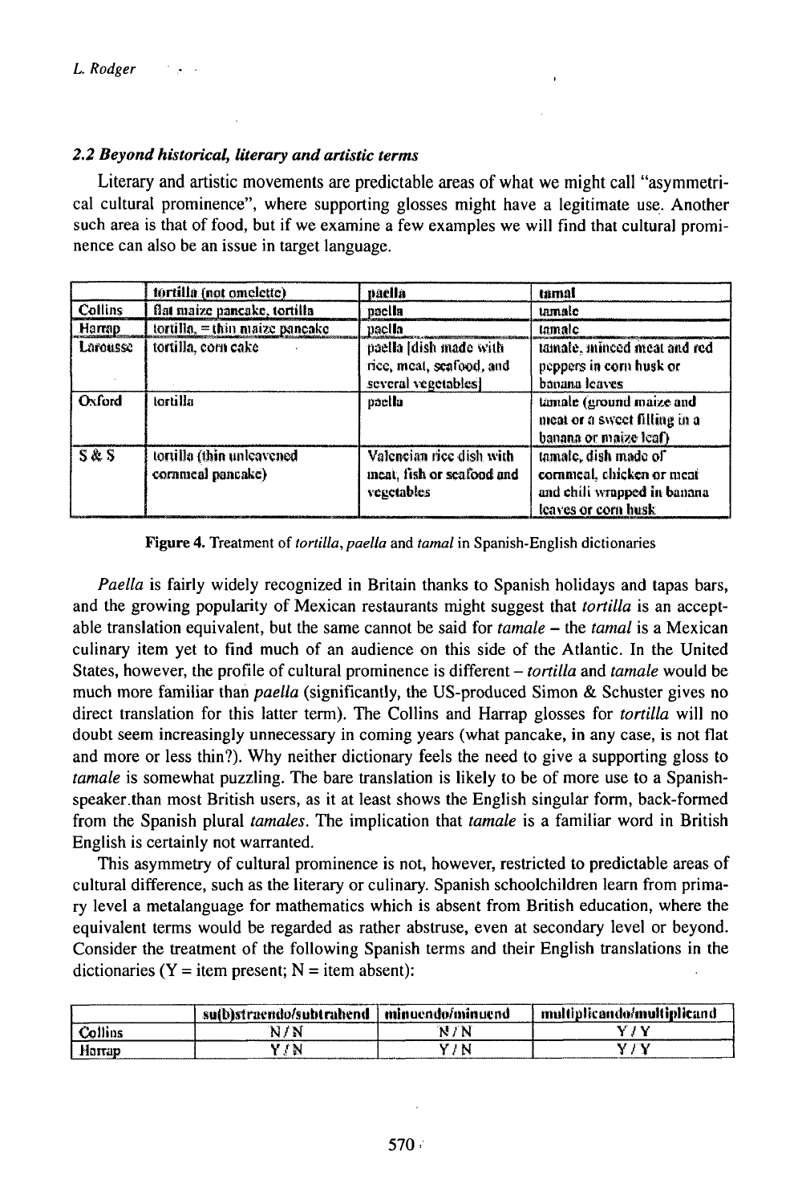### 2.2 Beyond historical, literary and artistic terms

Literary and artistic movements are predictable areas of what we might call "asymmetrical cultural prominence", where supporting glosses might have a legitimate use. Another such area is that of food, but if we examine a few examples we will find that cultural prominence can also be an issue in target language.

| | tortilla (not omelette) | paella | tamal |
|---|---|---|---|
| Collins | flat maize pancake, tortilla | paella | tamale |
| Harrap | tortilla, = thin maize pancake | paella | tamale |
| Larousse | tortilla, corn cake | paella [dish made with rice, meat, seafood, and several vegetables] | tamale, minced meat and red peppers in corn husk or banana leaves |
| Oxford | tortilla | paella | tamale (ground maize and meat or a sweet filling in a banana or maize leaf) |
| S & S | tortilla (thin unleavened cornmeal pancake) | Valencian rice dish with meat, fish or seafood and vegetables | tamale, dish made of cornmeal, chicken or meat and chili wrapped in banana leaves or corn husk |

**Figure 4.** Treatment of *tortilla*, *paella* and *tamal* in Spanish-English dictionaries

*Paella* is fairly widely recognized in Britain thanks to Spanish holidays and tapas bars, and the growing popularity of Mexican restaurants might suggest that *tortilla* is an acceptable translation equivalent, but the same cannot be said for *tamale* – the *tamal* is a Mexican culinary item yet to find much of an audience on this side of the Atlantic. In the United States, however, the profile of cultural prominence is different – *tortilla* and *tamale* would be much more familiar than *paella* (significantly, the US-produced Simon & Schuster gives no direct translation for this latter term). The Collins and Harrap glosses for *tortilla* will no doubt seem increasingly unnecessary in coming years (what pancake, in any case, is not flat and more or less thin?). Why neither dictionary feels the need to give a supporting gloss to *tamale* is somewhat puzzling. The bare translation is likely to be of more use to a Spanish-speaker than most British users, as it at least shows the English singular form, back-formed from the Spanish plural *tamales*. The implication that *tamale* is a familiar word in British English is certainly not warranted.

This asymmetry of cultural prominence is not, however, restricted to predictable areas of cultural difference, such as the literary or culinary. Spanish schoolchildren learn from primary level a metalanguage for mathematics which is absent from British education, where the equivalent terms would be regarded as rather abstruse, even at secondary level or beyond. Consider the treatment of the following Spanish terms and their English translations in the dictionaries (Y = item present; N = item absent):

| | su(b)straendo/subtrahend | minuendo/minuend | multiplicando/multiplicand |
|---|---|---|---|
| Collins | N / N | N / N | Y / Y |
| Harrap | Y / N | Y / N | Y / Y |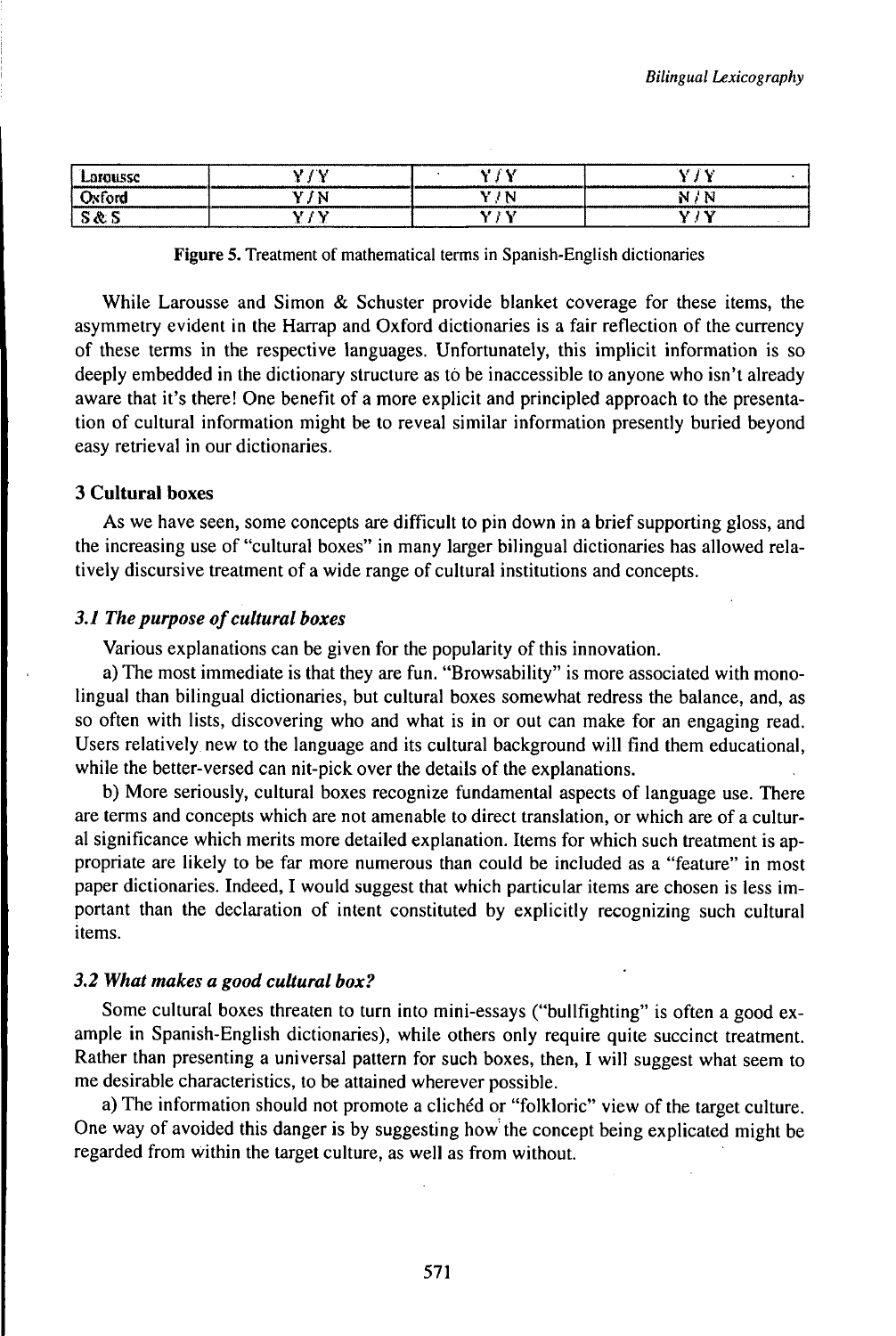| Larousse | Y / Y | Y / Y | Y / Y |
|---|---|---|---|
| Oxford | Y / N | Y / N | N / N |
| S & S | Y / Y | Y / Y | Y / Y |

**Figure 5.** Treatment of mathematical terms in Spanish-English dictionaries

While Larousse and Simon & Schuster provide blanket coverage for these items, the asymmetry evident in the Harrap and Oxford dictionaries is a fair reflection of the currency of these terms in the respective languages. Unfortunately, this implicit information is so deeply embedded in the dictionary structure as to be inaccessible to anyone who isn't already aware that it's there! One benefit of a more explicit and principled approach to the presentation of cultural information might be to reveal similar information presently buried beyond easy retrieval in our dictionaries.

### 3 Cultural boxes

As we have seen, some concepts are difficult to pin down in a brief supporting gloss, and the increasing use of "cultural boxes" in many larger bilingual dictionaries has allowed relatively discursive treatment of a wide range of cultural institutions and concepts.

#### *3.1 The purpose of cultural boxes*

Various explanations can be given for the popularity of this innovation.

a) The most immediate is that they are fun. "Browsability" is more associated with monolingual than bilingual dictionaries, but cultural boxes somewhat redress the balance, and, as so often with lists, discovering who and what is in or out can make for an engaging read. Users relatively new to the language and its cultural background will find them educational, while the better-versed can nit-pick over the details of the explanations.

b) More seriously, cultural boxes recognize fundamental aspects of language use. There are terms and concepts which are not amenable to direct translation, or which are of a cultural significance which merits more detailed explanation. Items for which such treatment is appropriate are likely to be far more numerous than could be included as a "feature" in most paper dictionaries. Indeed, I would suggest that which particular items are chosen is less important than the declaration of intent constituted by explicitly recognizing such cultural items.

#### *3.2 What makes a good cultural box?*

Some cultural boxes threaten to turn into mini-essays ("bullfighting" is often a good example in Spanish-English dictionaries), while others only require quite succinct treatment. Rather than presenting a universal pattern for such boxes, then, I will suggest what seem to me desirable characteristics, to be attained wherever possible.

a) The information should not promote a clichéd or "folkloric" view of the target culture. One way of avoided this danger is by suggesting how the concept being explicated might be regarded from within the target culture, as well as from without.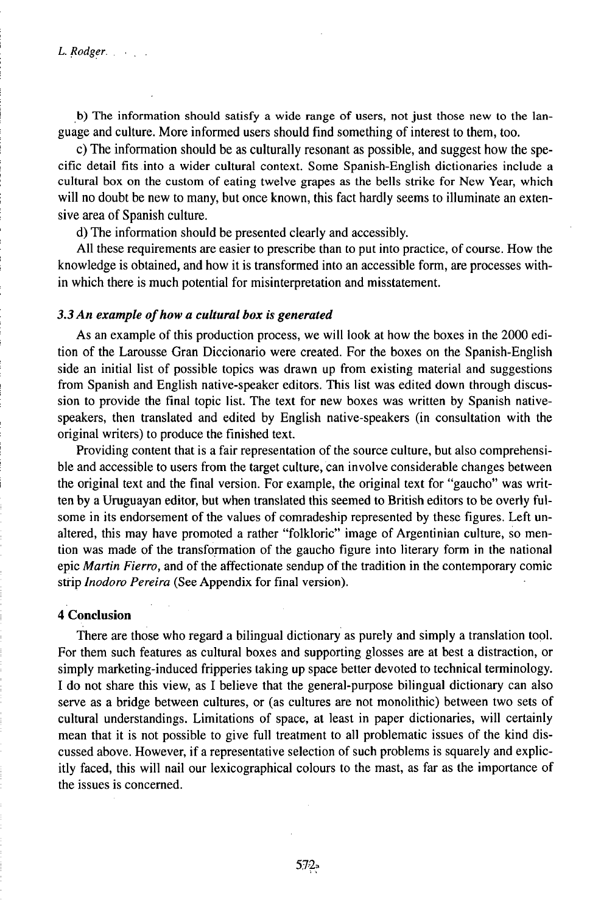b) The information should satisfy a wide range of users, not just those new to the language and culture. More informed users should find something of interest to them, too.

c) The information should be as culturally resonant as possible, and suggest how the specific detail fits into a wider cultural context. Some Spanish-English dictionaries include a cultural box on the custom of eating twelve grapes as the bells strike for New Year, which will no doubt be new to many, but once known, this fact hardly seems to illuminate an extensive area of Spanish culture.

d) The information should be presented clearly and accessibly.

All these requirements are easier to prescribe than to put into practice, of course. How the knowledge is obtained, and how it is transformed into an accessible form, are processes within which there is much potential for misinterpretation and misstatement.

### 3.3 An example of how a cultural box is generated

As an example of this production process, we will look at how the boxes in the 2000 edition of the Larousse Gran Diccionario were created. For the boxes on the Spanish-English side an initial list of possible topics was drawn up from existing material and suggestions from Spanish and English native-speaker editors. This list was edited down through discussion to provide the final topic list. The text for new boxes was written by Spanish native-speakers, then translated and edited by English native-speakers (in consultation with the original writers) to produce the finished text.

Providing content that is a fair representation of the source culture, but also comprehensible and accessible to users from the target culture, can involve considerable changes between the original text and the final version. For example, the original text for "gaucho" was written by a Uruguayan editor, but when translated this seemed to British editors to be overly fulsome in its endorsement of the values of comradeship represented by these figures. Left unaltered, this may have promoted a rather "folkloric" image of Argentinian culture, so mention was made of the transformation of the gaucho figure into literary form in the national epic *Martin Fierro*, and of the affectionate sendup of the tradition in the contemporary comic strip *Inodoro Pereira* (See Appendix for final version).

## 4 Conclusion

There are those who regard a bilingual dictionary as purely and simply a translation tool. For them such features as cultural boxes and supporting glosses are at best a distraction, or simply marketing-induced fripperies taking up space better devoted to technical terminology. I do not share this view, as I believe that the general-purpose bilingual dictionary can also serve as a bridge between cultures, or (as cultures are not monolithic) between two sets of cultural understandings. Limitations of space, at least in paper dictionaries, will certainly mean that it is not possible to give full treatment to all problematic issues of the kind discussed above. However, if a representative selection of such problems is squarely and explicitly faced, this will nail our lexicographical colours to the mast, as far as the importance of the issues is concerned.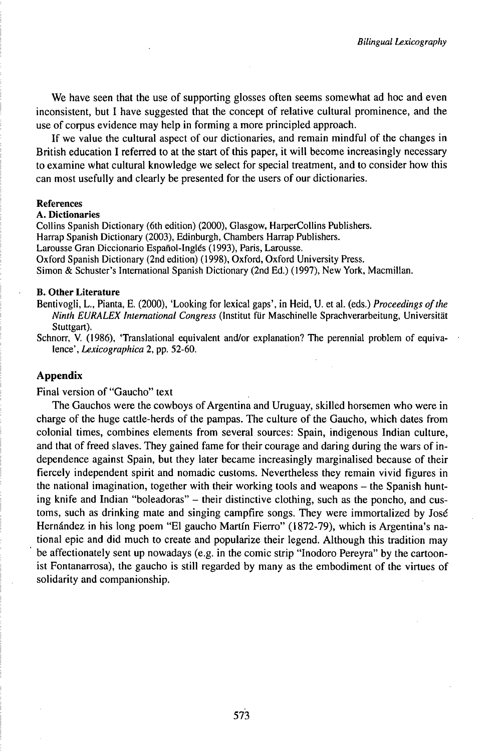We have seen that the use of supporting glosses often seems somewhat ad hoc and even inconsistent, but I have suggested that the concept of relative cultural prominence, and the use of corpus evidence may help in forming a more principled approach.

If we value the cultural aspect of our dictionaries, and remain mindful of the changes in British education I referred to at the start of this paper, it will become increasingly necessary to examine what cultural knowledge we select for special treatment, and to consider how this can most usefully and clearly be presented for the users of our dictionaries.

**References**

**A. Dictionaries**

Collins Spanish Dictionary (6th edition) (2000), Glasgow, HarperCollins Publishers.
Harrap Spanish Dictionary (2003), Edinburgh, Chambers Harrap Publishers.
Larousse Gran Diccionario Español-Inglés (1993), Paris, Larousse.
Oxford Spanish Dictionary (2nd edition) (1998), Oxford, Oxford University Press.
Simon & Schuster's International Spanish Dictionary (2nd Ed.) (1997), New York, Macmillan.

**B. Other Literature**

Bentivogli, L., Pianta, E. (2000), 'Looking for lexical gaps', in Heid, U. et al. (eds.) *Proceedings of the Ninth EURALEX International Congress* (Institut für Maschinelle Sprachverarbeitung, Universität Stuttgart).

Schnorr, V. (1986), 'Translational equivalent and/or explanation? The perennial problem of equivalence', *Lexicographica* 2, pp. 52-60.

## Appendix

Final version of "Gaucho" text

The Gauchos were the cowboys of Argentina and Uruguay, skilled horsemen who were in charge of the huge cattle-herds of the pampas. The culture of the Gaucho, which dates from colonial times, combines elements from several sources: Spain, indigenous Indian culture, and that of freed slaves. They gained fame for their courage and daring during the wars of independence against Spain, but they later became increasingly marginalised because of their fiercely independent spirit and nomadic customs. Nevertheless they remain vivid figures in the national imagination, together with their working tools and weapons – the Spanish hunting knife and Indian "boleadoras" – their distinctive clothing, such as the poncho, and customs, such as drinking mate and singing campfire songs. They were immortalized by José Hernández in his long poem "El gaucho Martín Fierro" (1872-79), which is Argentina's national epic and did much to create and popularize their legend. Although this tradition may be affectionately sent up nowadays (e.g. in the comic strip "Inodoro Pereyra" by the cartoonist Fontanarrosa), the gaucho is still regarded by many as the embodiment of the virtues of solidarity and companionship.